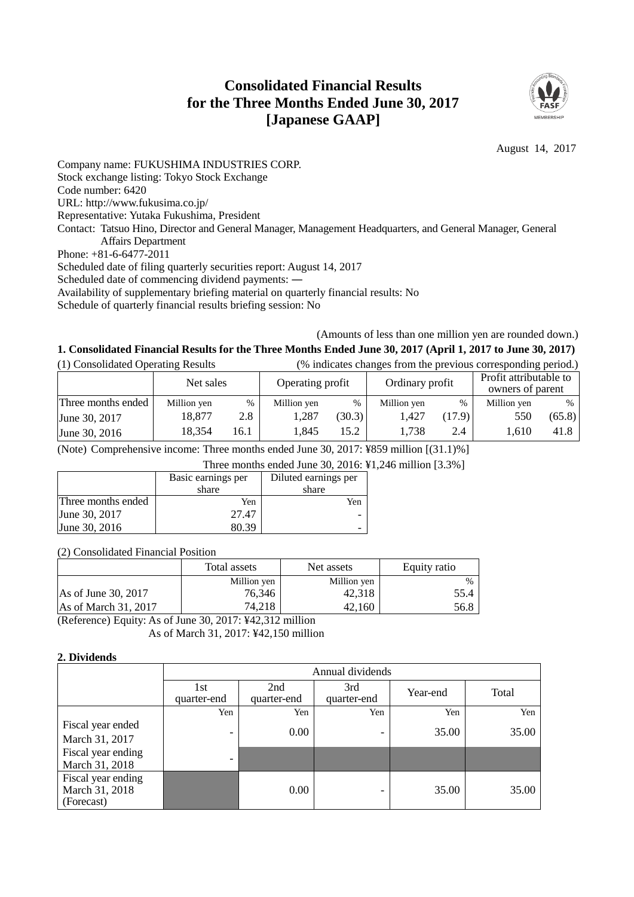# Consolidated Financial Results for the Three Months Ended June 30, 2017 [Japanese GAAP]

August 14, 2017

Company name: FUKUSHIMA INDUSTRIES CORP.
Stock exchange listing: Tokyo Stock Exchange
Code number: 6420
URL: http://www.fukusima.co.jp/
Representative: Yutaka Fukushima, President
Contact: Tatsuo Hino, Director and General Manager, Management Headquarters, and General Manager, General Affairs Department
Phone: +81-6-6477-2011
Scheduled date of filing quarterly securities report: August 14, 2017
Scheduled date of commencing dividend payments: —
Availability of supplementary briefing material on quarterly financial results: No
Schedule of quarterly financial results briefing session: No

(Amounts of less than one million yen are rounded down.)

### 1. Consolidated Financial Results for the Three Months Ended June 30, 2017 (April 1, 2017 to June 30, 2017)

(1) Consolidated Operating Results (% indicates changes from the previous corresponding period.)

| | Net sales | | Operating profit | | Ordinary profit | | Profit attributable to owners of parent | |
|---|---|---|---|---|---|---|---|---|
| Three months ended | Million yen | % | Million yen | % | Million yen | % | Million yen | % |
| June 30, 2017 | 18,877 | 2.8 | 1,287 | (30.3) | 1,427 | (17.9) | 550 | (65.8) |
| June 30, 2016 | 18,354 | 16.1 | 1,845 | 15.2 | 1,738 | 2.4 | 1,610 | 41.8 |

(Note) Comprehensive income: Three months ended June 30, 2017: ¥859 million [(31.1)%]
Three months ended June 30, 2016: ¥1,246 million [3.3%]

| | Basic earnings per share | Diluted earnings per share |
|---|---|---|
| Three months ended | Yen | Yen |
| June 30, 2017 | 27.47 | - |
| June 30, 2016 | 80.39 | - |

(2) Consolidated Financial Position

| | Total assets | Net assets | Equity ratio |
|---|---|---|---|
| | Million yen | Million yen | % |
| As of June 30, 2017 | 76,346 | 42,318 | 55.4 |
| As of March 31, 2017 | 74,218 | 42,160 | 56.8 |

(Reference) Equity: As of June 30, 2017: ¥42,312 million
As of March 31, 2017: ¥42,150 million

### 2. Dividends

| | Annual dividends | | | | |
|---|---|---|---|---|---|
| | 1st quarter-end | 2nd quarter-end | 3rd quarter-end | Year-end | Total |
| | Yen | Yen | Yen | Yen | Yen |
| Fiscal year ended March 31, 2017 | - | 0.00 | - | 35.00 | 35.00 |
| Fiscal year ending March 31, 2018 | - | | | | |
| Fiscal year ending March 31, 2018 (Forecast) | | 0.00 | - | 35.00 | 35.00 |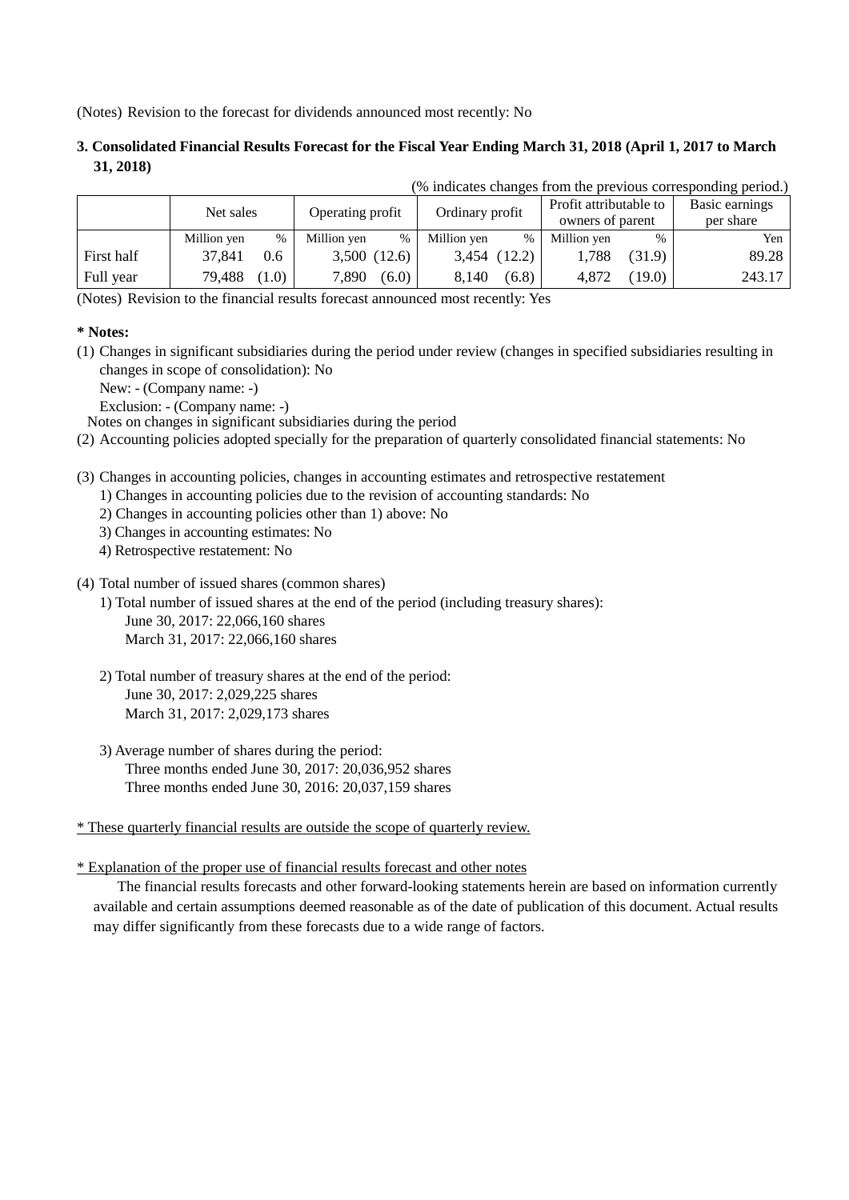(Notes) Revision to the forecast for dividends announced most recently: No

### 3. Consolidated Financial Results Forecast for the Fiscal Year Ending March 31, 2018 (April 1, 2017 to March 31, 2018)

(% indicates changes from the previous corresponding period.)

| | Net sales | | Operating profit | | Ordinary profit | | Profit attributable to owners of parent | | Basic earnings per share |
|---|---|---|---|---|---|---|---|---|---|
| | Million yen | % | Million yen | % | Million yen | % | Million yen | % | Yen |
| First half | 37,841 | 0.6 | 3,500 | (12.6) | 3,454 | (12.2) | 1,788 | (31.9) | 89.28 |
| Full year | 79,488 | (1.0) | 7,890 | (6.0) | 8,140 | (6.8) | 4,872 | (19.0) | 243.17 |

(Notes) Revision to the financial results forecast announced most recently: Yes

**\* Notes:**

(1) Changes in significant subsidiaries during the period under review (changes in specified subsidiaries resulting in changes in scope of consolidation): No
New: - (Company name: -)
Exclusion: - (Company name: -)
Notes on changes in significant subsidiaries during the period

(2) Accounting policies adopted specially for the preparation of quarterly consolidated financial statements: No

(3) Changes in accounting policies, changes in accounting estimates and retrospective restatement
1) Changes in accounting policies due to the revision of accounting standards: No
2) Changes in accounting policies other than 1) above: No
3) Changes in accounting estimates: No
4) Retrospective restatement: No

(4) Total number of issued shares (common shares)
1) Total number of issued shares at the end of the period (including treasury shares):
June 30, 2017: 22,066,160 shares
March 31, 2017: 22,066,160 shares

2) Total number of treasury shares at the end of the period:
June 30, 2017: 2,029,225 shares
March 31, 2017: 2,029,173 shares

3) Average number of shares during the period:
Three months ended June 30, 2017: 20,036,952 shares
Three months ended June 30, 2016: 20,037,159 shares

\* These quarterly financial results are outside the scope of quarterly review.

\* Explanation of the proper use of financial results forecast and other notes

The financial results forecasts and other forward-looking statements herein are based on information currently available and certain assumptions deemed reasonable as of the date of publication of this document. Actual results may differ significantly from these forecasts due to a wide range of factors.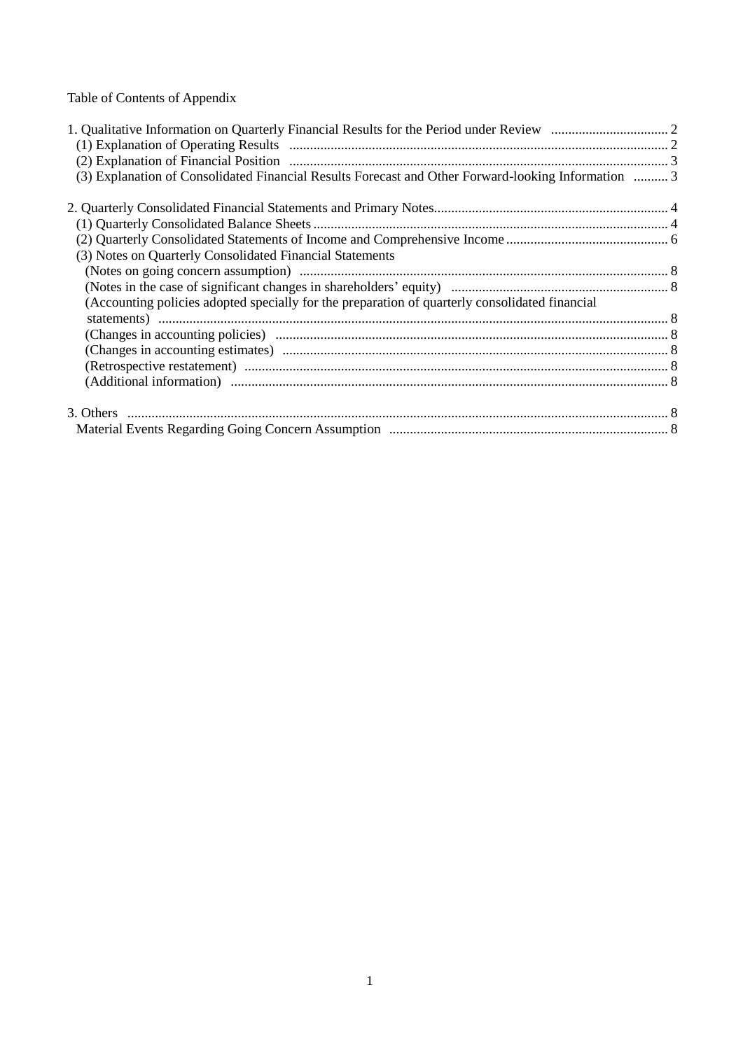Table of Contents of Appendix

1. Qualitative Information on Quarterly Financial Results for the Period under Review .................................. 2
   (1) Explanation of Operating Results ............................................................................................................. 2
   (2) Explanation of Financial Position ............................................................................................................. 3
   (3) Explanation of Consolidated Financial Results Forecast and Other Forward-looking Information .......... 3

2. Quarterly Consolidated Financial Statements and Primary Notes................................................................... 4
   (1) Quarterly Consolidated Balance Sheets ...................................................................................................... 4
   (2) Quarterly Consolidated Statements of Income and Comprehensive Income ............................................... 6
   (3) Notes on Quarterly Consolidated Financial Statements
      (Notes on going concern assumption) .......................................................................................................... 8
      (Notes in the case of significant changes in shareholders’ equity) ............................................................... 8
      (Accounting policies adopted specially for the preparation of quarterly consolidated financial statements) ..................................................................................................................................... 8
      (Changes in accounting policies) ................................................................................................................. 8
      (Changes in accounting estimates) ............................................................................................................... 8
      (Retrospective restatement) .......................................................................................................................... 8
      (Additional information) ............................................................................................................................. 8

3. Others ............................................................................................................................................................ 8
   Material Events Regarding Going Concern Assumption ................................................................................ 8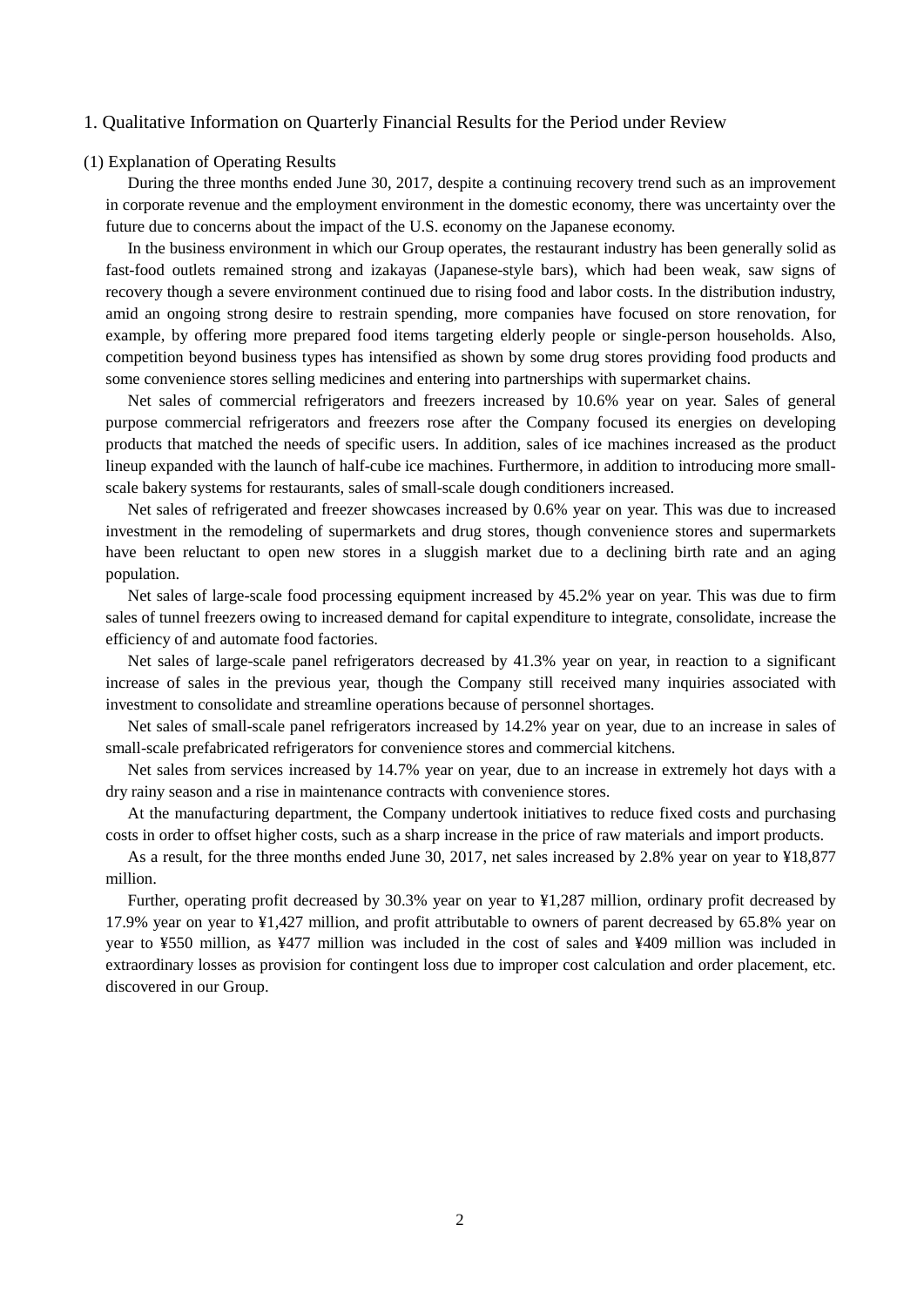# 1. Qualitative Information on Quarterly Financial Results for the Period under Review

## (1) Explanation of Operating Results

During the three months ended June 30, 2017, despite a continuing recovery trend such as an improvement in corporate revenue and the employment environment in the domestic economy, there was uncertainty over the future due to concerns about the impact of the U.S. economy on the Japanese economy.

In the business environment in which our Group operates, the restaurant industry has been generally solid as fast-food outlets remained strong and izakayas (Japanese-style bars), which had been weak, saw signs of recovery though a severe environment continued due to rising food and labor costs. In the distribution industry, amid an ongoing strong desire to restrain spending, more companies have focused on store renovation, for example, by offering more prepared food items targeting elderly people or single-person households. Also, competition beyond business types has intensified as shown by some drug stores providing food products and some convenience stores selling medicines and entering into partnerships with supermarket chains.

Net sales of commercial refrigerators and freezers increased by 10.6% year on year. Sales of general purpose commercial refrigerators and freezers rose after the Company focused its energies on developing products that matched the needs of specific users. In addition, sales of ice machines increased as the product lineup expanded with the launch of half-cube ice machines. Furthermore, in addition to introducing more small-scale bakery systems for restaurants, sales of small-scale dough conditioners increased.

Net sales of refrigerated and freezer showcases increased by 0.6% year on year. This was due to increased investment in the remodeling of supermarkets and drug stores, though convenience stores and supermarkets have been reluctant to open new stores in a sluggish market due to a declining birth rate and an aging population.

Net sales of large-scale food processing equipment increased by 45.2% year on year. This was due to firm sales of tunnel freezers owing to increased demand for capital expenditure to integrate, consolidate, increase the efficiency of and automate food factories.

Net sales of large-scale panel refrigerators decreased by 41.3% year on year, in reaction to a significant increase of sales in the previous year, though the Company still received many inquiries associated with investment to consolidate and streamline operations because of personnel shortages.

Net sales of small-scale panel refrigerators increased by 14.2% year on year, due to an increase in sales of small-scale prefabricated refrigerators for convenience stores and commercial kitchens.

Net sales from services increased by 14.7% year on year, due to an increase in extremely hot days with a dry rainy season and a rise in maintenance contracts with convenience stores.

At the manufacturing department, the Company undertook initiatives to reduce fixed costs and purchasing costs in order to offset higher costs, such as a sharp increase in the price of raw materials and import products.

As a result, for the three months ended June 30, 2017, net sales increased by 2.8% year on year to ¥18,877 million.

Further, operating profit decreased by 30.3% year on year to ¥1,287 million, ordinary profit decreased by 17.9% year on year to ¥1,427 million, and profit attributable to owners of parent decreased by 65.8% year on year to ¥550 million, as ¥477 million was included in the cost of sales and ¥409 million was included in extraordinary losses as provision for contingent loss due to improper cost calculation and order placement, etc. discovered in our Group.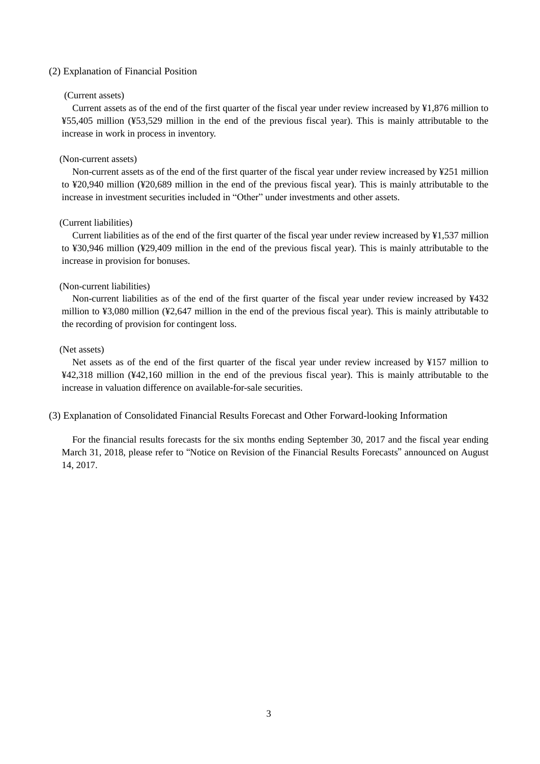## (2) Explanation of Financial Position

(Current assets)

Current assets as of the end of the first quarter of the fiscal year under review increased by ¥1,876 million to ¥55,405 million (¥53,529 million in the end of the previous fiscal year). This is mainly attributable to the increase in work in process in inventory.

(Non-current assets)

Non-current assets as of the end of the first quarter of the fiscal year under review increased by ¥251 million to ¥20,940 million (¥20,689 million in the end of the previous fiscal year). This is mainly attributable to the increase in investment securities included in “Other” under investments and other assets.

(Current liabilities)

Current liabilities as of the end of the first quarter of the fiscal year under review increased by ¥1,537 million to ¥30,946 million (¥29,409 million in the end of the previous fiscal year). This is mainly attributable to the increase in provision for bonuses.

(Non-current liabilities)

Non-current liabilities as of the end of the first quarter of the fiscal year under review increased by ¥432 million to ¥3,080 million (¥2,647 million in the end of the previous fiscal year). This is mainly attributable to the recording of provision for contingent loss.

(Net assets)

Net assets as of the end of the first quarter of the fiscal year under review increased by ¥157 million to ¥42,318 million (¥42,160 million in the end of the previous fiscal year). This is mainly attributable to the increase in valuation difference on available-for-sale securities.

## (3) Explanation of Consolidated Financial Results Forecast and Other Forward-looking Information

For the financial results forecasts for the six months ending September 30, 2017 and the fiscal year ending March 31, 2018, please refer to “Notice on Revision of the Financial Results Forecasts” announced on August 14, 2017.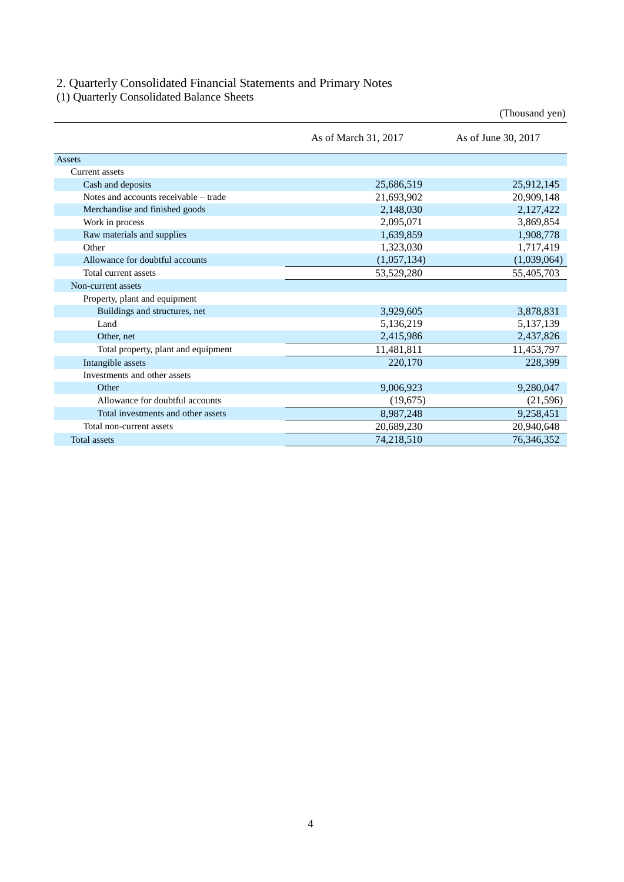## 2. Quarterly Consolidated Financial Statements and Primary Notes

### (1) Quarterly Consolidated Balance Sheets

(Thousand yen)

| | As of March 31, 2017 | As of June 30, 2017 |
|---|---|---|
| Assets | | |
| Current assets | | |
| Cash and deposits | 25,686,519 | 25,912,145 |
| Notes and accounts receivable – trade | 21,693,902 | 20,909,148 |
| Merchandise and finished goods | 2,148,030 | 2,127,422 |
| Work in process | 2,095,071 | 3,869,854 |
| Raw materials and supplies | 1,639,859 | 1,908,778 |
| Other | 1,323,030 | 1,717,419 |
| Allowance for doubtful accounts | (1,057,134) | (1,039,064) |
| Total current assets | 53,529,280 | 55,405,703 |
| Non-current assets | | |
| Property, plant and equipment | | |
| Buildings and structures, net | 3,929,605 | 3,878,831 |
| Land | 5,136,219 | 5,137,139 |
| Other, net | 2,415,986 | 2,437,826 |
| Total property, plant and equipment | 11,481,811 | 11,453,797 |
| Intangible assets | 220,170 | 228,399 |
| Investments and other assets | | |
| Other | 9,006,923 | 9,280,047 |
| Allowance for doubtful accounts | (19,675) | (21,596) |
| Total investments and other assets | 8,987,248 | 9,258,451 |
| Total non-current assets | 20,689,230 | 20,940,648 |
| Total assets | 74,218,510 | 76,346,352 |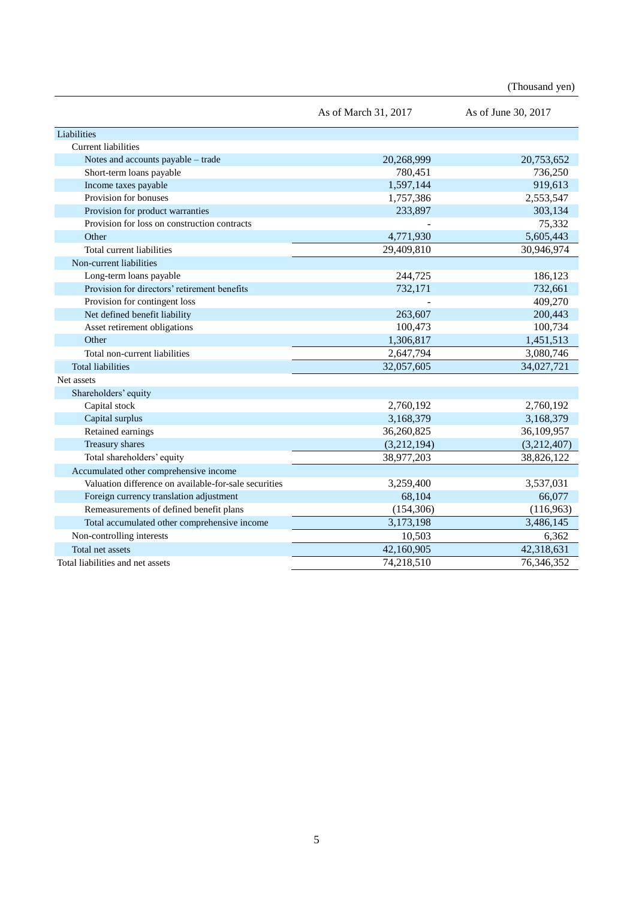(Thousand yen)

| | As of March 31, 2017 | As of June 30, 2017 |
|---|---|---|
| Liabilities | | |
| Current liabilities | | |
| Notes and accounts payable – trade | 20,268,999 | 20,753,652 |
| Short-term loans payable | 780,451 | 736,250 |
| Income taxes payable | 1,597,144 | 919,613 |
| Provision for bonuses | 1,757,386 | 2,553,547 |
| Provision for product warranties | 233,897 | 303,134 |
| Provision for loss on construction contracts | - | 75,332 |
| Other | 4,771,930 | 5,605,443 |
| Total current liabilities | 29,409,810 | 30,946,974 |
| Non-current liabilities | | |
| Long-term loans payable | 244,725 | 186,123 |
| Provision for directors' retirement benefits | 732,171 | 732,661 |
| Provision for contingent loss | - | 409,270 |
| Net defined benefit liability | 263,607 | 200,443 |
| Asset retirement obligations | 100,473 | 100,734 |
| Other | 1,306,817 | 1,451,513 |
| Total non-current liabilities | 2,647,794 | 3,080,746 |
| Total liabilities | 32,057,605 | 34,027,721 |
| Net assets | | |
| Shareholders' equity | | |
| Capital stock | 2,760,192 | 2,760,192 |
| Capital surplus | 3,168,379 | 3,168,379 |
| Retained earnings | 36,260,825 | 36,109,957 |
| Treasury shares | (3,212,194) | (3,212,407) |
| Total shareholders' equity | 38,977,203 | 38,826,122 |
| Accumulated other comprehensive income | | |
| Valuation difference on available-for-sale securities | 3,259,400 | 3,537,031 |
| Foreign currency translation adjustment | 68,104 | 66,077 |
| Remeasurements of defined benefit plans | (154,306) | (116,963) |
| Total accumulated other comprehensive income | 3,173,198 | 3,486,145 |
| Non-controlling interests | 10,503 | 6,362 |
| Total net assets | 42,160,905 | 42,318,631 |
| Total liabilities and net assets | 74,218,510 | 76,346,352 |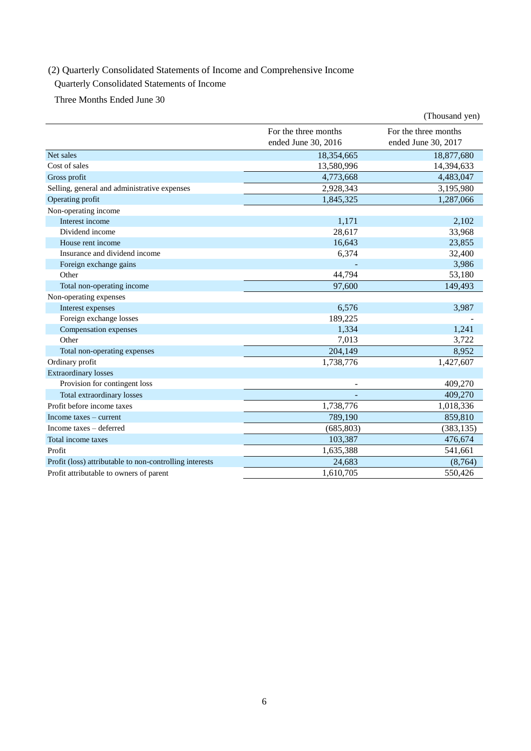(2) Quarterly Consolidated Statements of Income and Comprehensive Income

Quarterly Consolidated Statements of Income

Three Months Ended June 30

(Thousand yen)

| | For the three months ended June 30, 2016 | For the three months ended June 30, 2017 |
|---|---|---|
| Net sales | 18,354,665 | 18,877,680 |
| Cost of sales | 13,580,996 | 14,394,633 |
| Gross profit | 4,773,668 | 4,483,047 |
| Selling, general and administrative expenses | 2,928,343 | 3,195,980 |
| Operating profit | 1,845,325 | 1,287,066 |
| Non-operating income | | |
| Interest income | 1,171 | 2,102 |
| Dividend income | 28,617 | 33,968 |
| House rent income | 16,643 | 23,855 |
| Insurance and dividend income | 6,374 | 32,400 |
| Foreign exchange gains | - | 3,986 |
| Other | 44,794 | 53,180 |
| Total non-operating income | 97,600 | 149,493 |
| Non-operating expenses | | |
| Interest expenses | 6,576 | 3,987 |
| Foreign exchange losses | 189,225 | - |
| Compensation expenses | 1,334 | 1,241 |
| Other | 7,013 | 3,722 |
| Total non-operating expenses | 204,149 | 8,952 |
| Ordinary profit | 1,738,776 | 1,427,607 |
| Extraordinary losses | | |
| Provision for contingent loss | - | 409,270 |
| Total extraordinary losses | - | 409,270 |
| Profit before income taxes | 1,738,776 | 1,018,336 |
| Income taxes – current | 789,190 | 859,810 |
| Income taxes – deferred | (685,803) | (383,135) |
| Total income taxes | 103,387 | 476,674 |
| Profit | 1,635,388 | 541,661 |
| Profit (loss) attributable to non-controlling interests | 24,683 | (8,764) |
| Profit attributable to owners of parent | 1,610,705 | 550,426 |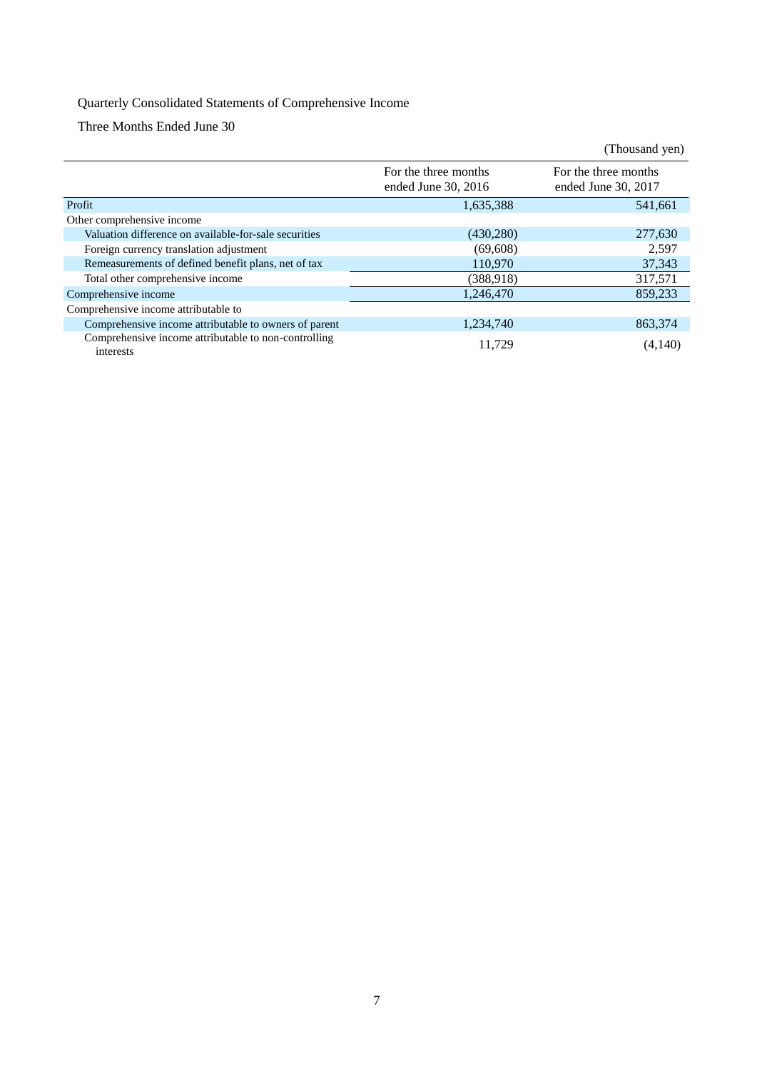Quarterly Consolidated Statements of Comprehensive Income

Three Months Ended June 30

(Thousand yen)

| | For the three months ended June 30, 2016 | For the three months ended June 30, 2017 |
|---|---|---|
| Profit | 1,635,388 | 541,661 |
| Other comprehensive income | | |
| Valuation difference on available-for-sale securities | (430,280) | 277,630 |
| Foreign currency translation adjustment | (69,608) | 2,597 |
| Remeasurements of defined benefit plans, net of tax | 110,970 | 37,343 |
| Total other comprehensive income | (388,918) | 317,571 |
| Comprehensive income | 1,246,470 | 859,233 |
| Comprehensive income attributable to | | |
| Comprehensive income attributable to owners of parent | 1,234,740 | 863,374 |
| Comprehensive income attributable to non-controlling interests | 11,729 | (4,140) |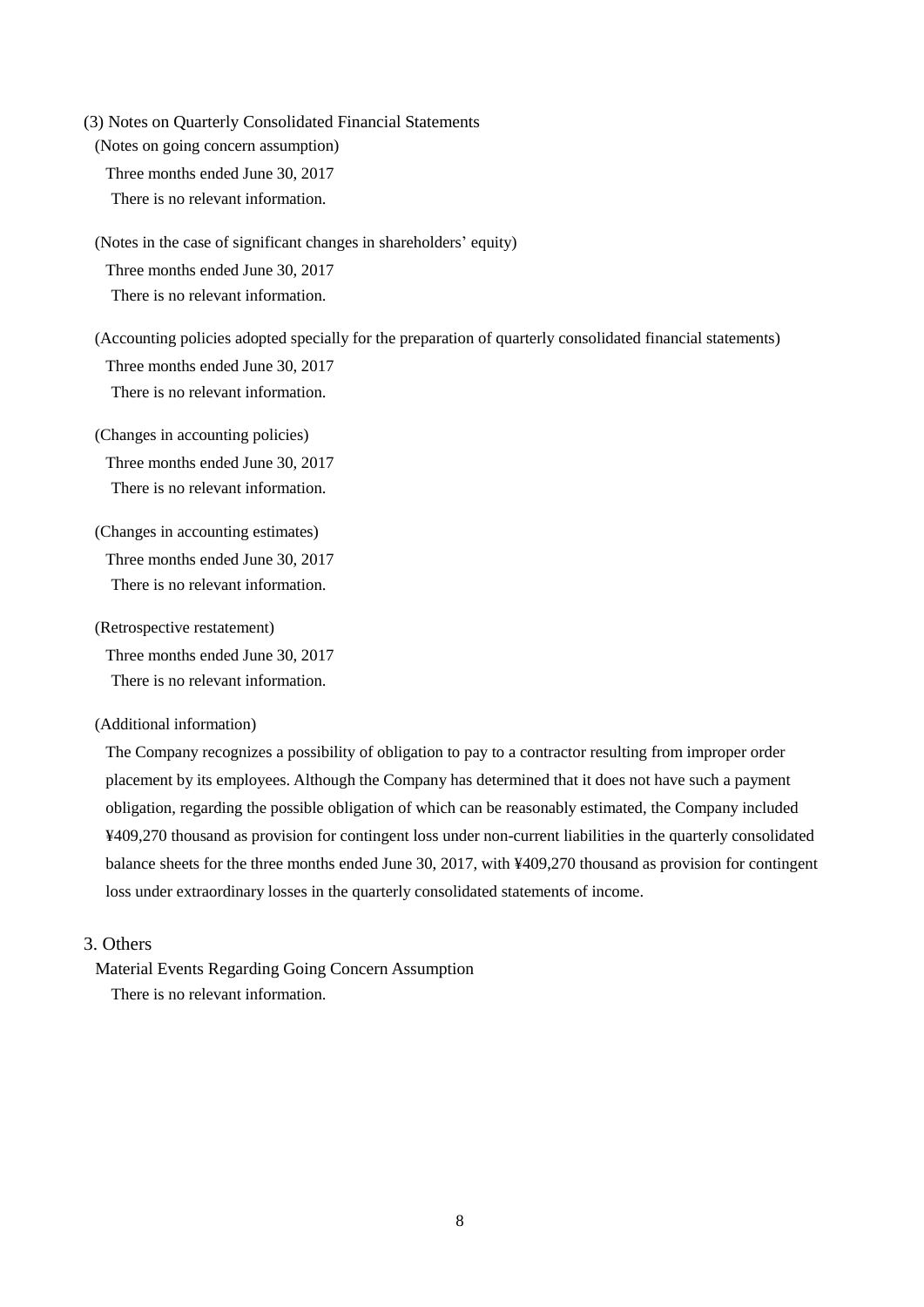### (3) Notes on Quarterly Consolidated Financial Statements

(Notes on going concern assumption)

Three months ended June 30, 2017

There is no relevant information.

(Notes in the case of significant changes in shareholders' equity)

Three months ended June 30, 2017

There is no relevant information.

(Accounting policies adopted specially for the preparation of quarterly consolidated financial statements)

Three months ended June 30, 2017

There is no relevant information.

(Changes in accounting policies)

Three months ended June 30, 2017

There is no relevant information.

(Changes in accounting estimates)

Three months ended June 30, 2017

There is no relevant information.

(Retrospective restatement)

Three months ended June 30, 2017

There is no relevant information.

(Additional information)

The Company recognizes a possibility of obligation to pay to a contractor resulting from improper order placement by its employees. Although the Company has determined that it does not have such a payment obligation, regarding the possible obligation of which can be reasonably estimated, the Company included ¥409,270 thousand as provision for contingent loss under non-current liabilities in the quarterly consolidated balance sheets for the three months ended June 30, 2017, with ¥409,270 thousand as provision for contingent loss under extraordinary losses in the quarterly consolidated statements of income.

## 3. Others

Material Events Regarding Going Concern Assumption

There is no relevant information.